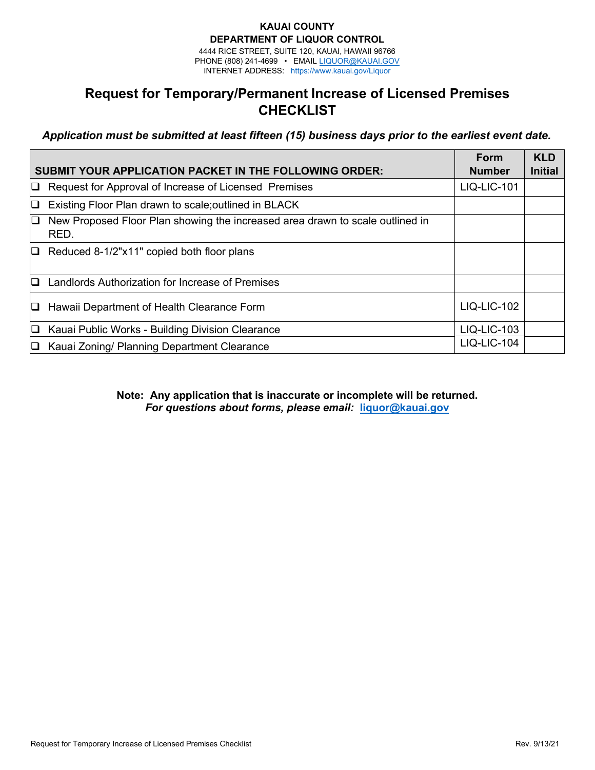**KAUAI COUNTY**
**DEPARTMENT OF LIQUOR CONTROL**
4444 RICE STREET, SUITE 120, KAUAI, HAWAII 96766
PHONE (808) 241-4699 • EMAIL LIQUOR@KAUAI.GOV
INTERNET ADDRESS: https://www.kauai.gov/Liquor

# Request for Temporary/Permanent Increase of Licensed Premises CHECKLIST

***Application must be submitted at least fifteen (15) business days prior to the earliest event date.***

| SUBMIT YOUR APPLICATION PACKET IN THE FOLLOWING ORDER: | Form Number | KLD Initial |
|---|---|---|
| ❑ Request for Approval of Increase of Licensed Premises | LIQ-LIC-101 | |
| ❑ Existing Floor Plan drawn to scale;outlined in BLACK | | |
| ❑ New Proposed Floor Plan showing the increased area drawn to scale outlined in RED. | | |
| ❑ Reduced 8-1/2"x11" copied both floor plans | | |
| ❑ Landlords Authorization for Increase of Premises | | |
| ❑ Hawaii Department of Health Clearance Form | LIQ-LIC-102 | |
| ❑ Kauai Public Works - Building Division Clearance | LIQ-LIC-103 | |
| ❑ Kauai Zoning/ Planning Department Clearance | LIQ-LIC-104 | |

**Note: Any application that is inaccurate or incomplete will be returned.**
***For questions about forms, please email: liquor@kauai.gov***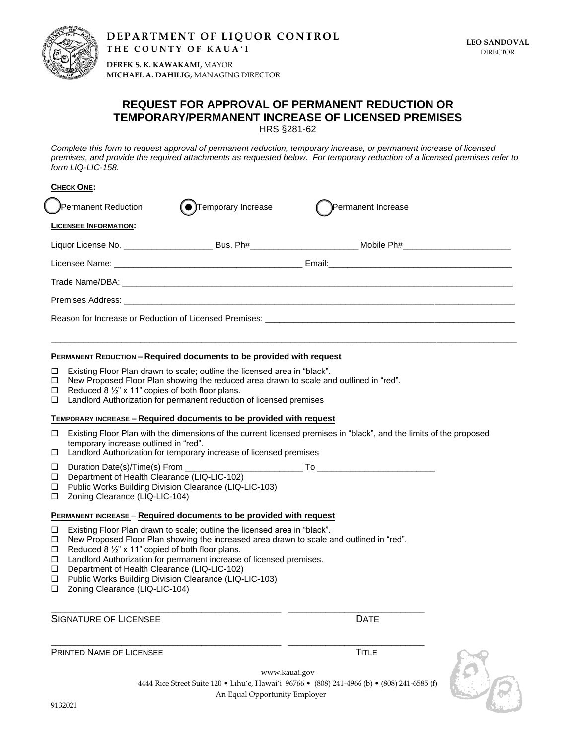**DEPARTMENT OF LIQUOR CONTROL**
**THE COUNTY OF KAUA'I**

**DEREK S. K. KAWAKAMI,** MAYOR
**MICHAEL A. DAHILIG,** MANAGING DIRECTOR

**LEO SANDOVAL**
DIRECTOR

# REQUEST FOR APPROVAL OF PERMANENT REDUCTION OR TEMPORARY/PERMANENT INCREASE OF LICENSED PREMISES

HRS §281-62

*Complete this form to request approval of permanent reduction, temporary increase, or permanent increase of licensed premises, and provide the required attachments as requested below. For temporary reduction of a licensed premises refer to form LIQ-LIC-158.*

**CHECK ONE:**

○ Permanent Reduction ● Temporary Increase ○ Permanent Increase

**LICENSEE INFORMATION:**

Liquor License No. ___________________ Bus. Ph#_______________________ Mobile Ph#_______________________

Licensee Name: _______________________________________ Email:_______________________________________

Trade Name/DBA: ___________________________________________________________________________________

Premises Address: __________________________________________________________________________________

Reason for Increase or Reduction of Licensed Premises: _______________________________________________________

_____________________________________________________________________________________________________

**PERMANENT REDUCTION – Required documents to be provided with request**

- ☐ Existing Floor Plan drawn to scale; outline the licensed area in "black".
- ☐ New Proposed Floor Plan showing the reduced area drawn to scale and outlined in "red".
- ☐ Reduced 8 ½" x 11" copies of both floor plans.
- ☐ Landlord Authorization for permanent reduction of licensed premises

**TEMPORARY INCREASE – Required documents to be provided with request**

- ☐ Existing Floor Plan with the dimensions of the current licensed premises in "black", and the limits of the proposed temporary increase outlined in "red".
- ☐ Landlord Authorization for temporary increase of licensed premises
- ☐ Duration Date(s)/Time(s) From _________________________ To _________________________
- ☐ Department of Health Clearance (LIQ-LIC-102)
- ☐ Public Works Building Division Clearance (LIQ-LIC-103)
- ☐ Zoning Clearance (LIQ-LIC-104)

**PERMANENT INCREASE – Required documents to be provided with request**

- ☐ Existing Floor Plan drawn to scale; outline the licensed area in "black".
- ☐ New Proposed Floor Plan showing the increased area drawn to scale and outlined in "red".
- ☐ Reduced 8 ½" x 11" copied of both floor plans.
- ☐ Landlord Authorization for permanent increase of licensed premises.
- ☐ Department of Health Clearance (LIQ-LIC-102)
- ☐ Public Works Building Division Clearance (LIQ-LIC-103)
- ☐ Zoning Clearance (LIQ-LIC-104)

_______________________________________________ ___________________________
SIGNATURE OF LICENSEE DATE

_______________________________________________ ___________________________
PRINTED NAME OF LICENSEE TITLE

www.kauai.gov
4444 Rice Street Suite 120 • Līhu'e, Hawai'i 96766 • (808) 241-4966 (b) • (808) 241-6585 (f)
An Equal Opportunity Employer

9132021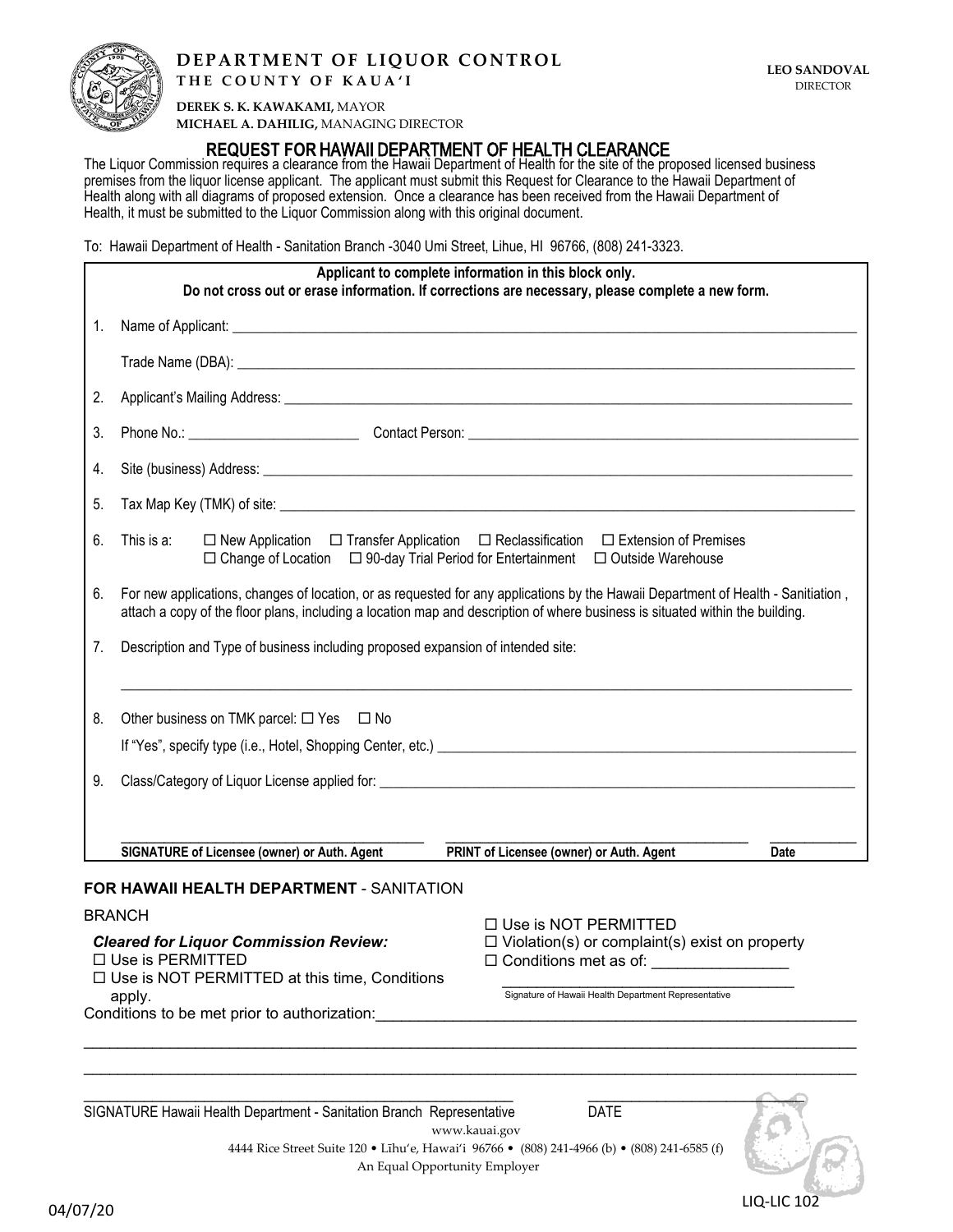**DEPARTMENT OF LIQUOR CONTROL**
**THE COUNTY OF KAUA'I**

**DEREK S. K. KAWAKAMI,** MAYOR
**MICHAEL A. DAHILIG,** MANAGING DIRECTOR

**LEO SANDOVAL**
DIRECTOR

# REQUEST FOR HAWAII DEPARTMENT OF HEALTH CLEARANCE

The Liquor Commission requires a clearance from the Hawaii Department of Health for the site of the proposed licensed business premises from the liquor license applicant. The applicant must submit this Request for Clearance to the Hawaii Department of Health along with all diagrams of proposed extension. Once a clearance has been received from the Hawaii Department of Health, it must be submitted to the Liquor Commission along with this original document.

To: Hawaii Department of Health - Sanitation Branch -3040 Umi Street, Lihue, HI 96766, (808) 241-3323.

**Applicant to complete information in this block only.**
**Do not cross out or erase information. If corrections are necessary, please complete a new form.**

1. Name of Applicant: ______________________________

   Trade Name (DBA): ______________________________

2. Applicant's Mailing Address: ______________________________

3. Phone No.: ____________ Contact Person: ______________________________

4. Site (business) Address: ______________________________

5. Tax Map Key (TMK) of site: ______________________________

6. This is a: ☐ New Application ☐ Transfer Application ☐ Reclassification ☐ Extension of Premises ☐ Change of Location ☐ 90-day Trial Period for Entertainment ☐ Outside Warehouse

6. For new applications, changes of location, or as requested for any applications by the Hawaii Department of Health - Sanitiation , attach a copy of the floor plans, including a location map and description of where business is situated within the building.

7. Description and Type of business including proposed expansion of intended site:

   ______________________________

8. Other business on TMK parcel: ☐ Yes ☐ No

   If "Yes", specify type (i.e., Hotel, Shopping Center, etc.) ______________________________

9. Class/Category of Liquor License applied for: ______________________________

| ______________________________ | ______________________________ | ____________ |
|---|---|---|
| **SIGNATURE of Licensee (owner) or Auth. Agent** | **PRINT of Licensee (owner) or Auth. Agent** | **Date** |

**FOR HAWAII HEALTH DEPARTMENT** - SANITATION BRANCH

***Cleared for Liquor Commission Review:***
☐ Use is PERMITTED
☐ Use is NOT PERMITTED at this time, Conditions apply.

☐ Use is NOT PERMITTED
☐ Violation(s) or complaint(s) exist on property
☐ Conditions met as of: ________________

______________________________
Signature of Hawaii Health Department Representative

Conditions to be met prior to authorization:______________________________

______________________________

______________________________

______________________________ ____________
SIGNATURE Hawaii Health Department - Sanitation Branch Representative DATE

www.kauai.gov
4444 Rice Street Suite 120 • Līhu'e, Hawai'i 96766 • (808) 241-4966 (b) • (808) 241-6585 (f)
An Equal Opportunity Employer

04/07/20

LIQ-LIC 102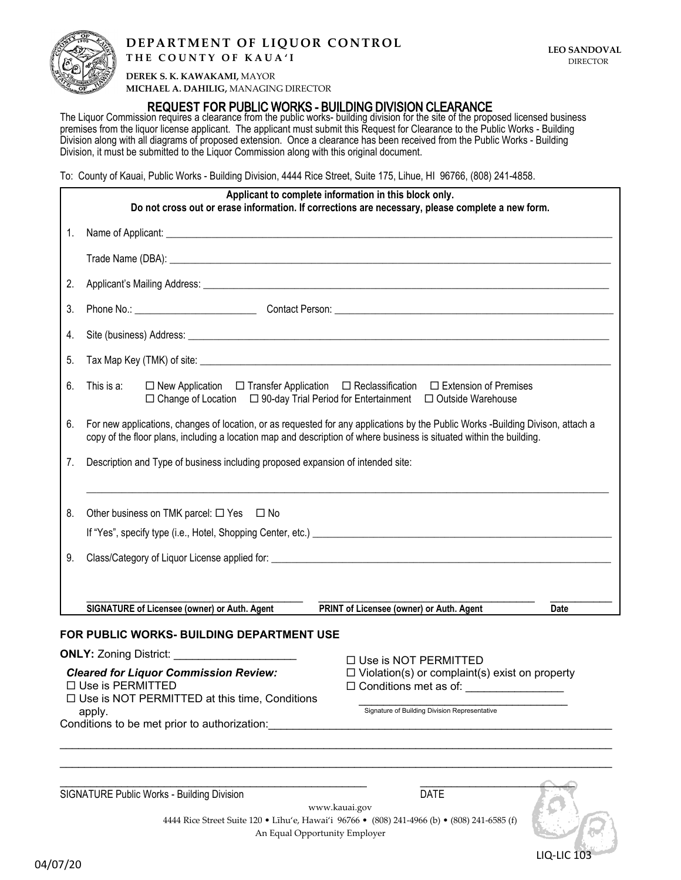**DEPARTMENT OF LIQUOR CONTROL**
**THE COUNTY OF KAUA'I**

**DEREK S. K. KAWAKAMI,** MAYOR
**MICHAEL A. DAHILIG,** MANAGING DIRECTOR

**LEO SANDOVAL**
DIRECTOR

# REQUEST FOR PUBLIC WORKS - BUILDING DIVISION CLEARANCE

The Liquor Commission requires a clearance from the public works- building division for the site of the proposed licensed business premises from the liquor license applicant. The applicant must submit this Request for Clearance to the Public Works - Building Division along with all diagrams of proposed extension. Once a clearance has been received from the Public Works - Building Division, it must be submitted to the Liquor Commission along with this original document.

To: County of Kauai, Public Works - Building Division, 4444 Rice Street, Suite 175, Lihue, HI 96766, (808) 241-4858.

**Applicant to complete information in this block only.**
**Do not cross out or erase information. If corrections are necessary, please complete a new form.**

1. Name of Applicant: ______________________________

   Trade Name (DBA): ______________________________

2. Applicant's Mailing Address: ______________________________

3. Phone No.: ________________ Contact Person: ______________________________

4. Site (business) Address: ______________________________

5. Tax Map Key (TMK) of site: ______________________________

6. This is a: ☐ New Application ☐ Transfer Application ☐ Reclassification ☐ Extension of Premises ☐ Change of Location ☐ 90-day Trial Period for Entertainment ☐ Outside Warehouse

6. For new applications, changes of location, or as requested for any applications by the Public Works -Building Divison, attach a copy of the floor plans, including a location map and description of where business is situated within the building.

7. Description and Type of business including proposed expansion of intended site:

   ______________________________

8. Other business on TMK parcel: ☐ Yes ☐ No

   If "Yes", specify type (i.e., Hotel, Shopping Center, etc.) ______________________________

9. Class/Category of Liquor License applied for: ______________________________

______________________________ ______________________________ ____________
**SIGNATURE of Licensee (owner) or Auth. Agent** **PRINT of Licensee (owner) or Auth. Agent** **Date**

### FOR PUBLIC WORKS- BUILDING DEPARTMENT USE

**ONLY:** Zoning District: ____________________

***Cleared for Liquor Commission Review:***

☐ Use is PERMITTED
☐ Use is NOT PERMITTED at this time, Conditions apply.

☐ Use is NOT PERMITTED
☐ Violation(s) or complaint(s) exist on property
☐ Conditions met as of: ________________

______________________________
Signature of Building Division Representative

Conditions to be met prior to authorization: ______________________________

______________________________

______________________________

______________________________ ______________________________
SIGNATURE Public Works - Building Division DATE

www.kauai.gov
4444 Rice Street Suite 120 • Līhu'e, Hawai'i 96766 • (808) 241-4966 (b) • (808) 241-6585 (f)
An Equal Opportunity Employer

LIQ-LIC 103

04/07/20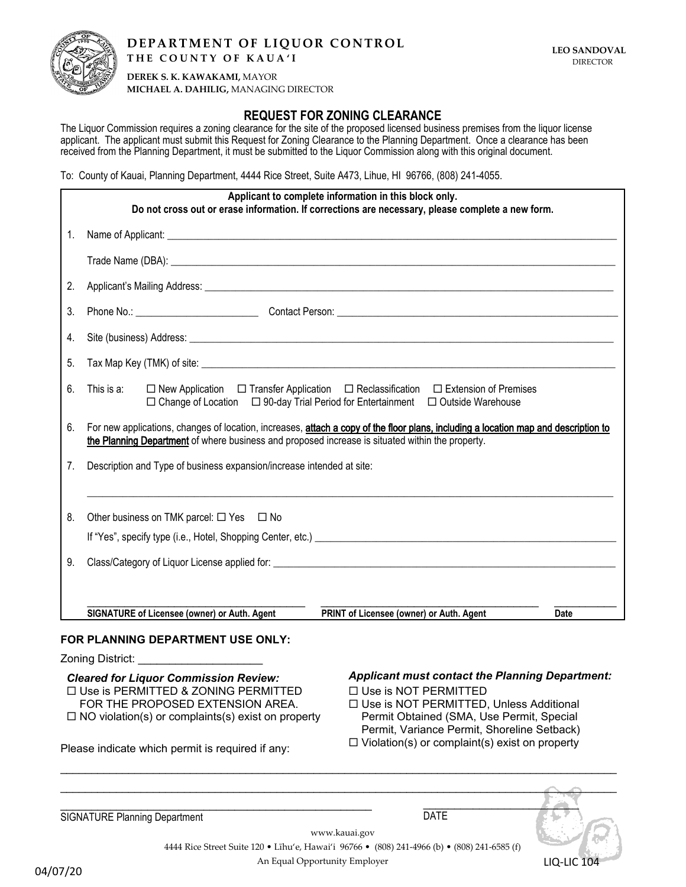**DEPARTMENT OF LIQUOR CONTROL**
**THE COUNTY OF KAUA'I**

**DEREK S. K. KAWAKAMI,** MAYOR
**MICHAEL A. DAHILIG,** MANAGING DIRECTOR

**LEO SANDOVAL**
DIRECTOR

## REQUEST FOR ZONING CLEARANCE

The Liquor Commission requires a zoning clearance for the site of the proposed licensed business premises from the liquor license applicant. The applicant must submit this Request for Zoning Clearance to the Planning Department. Once a clearance has been received from the Planning Department, it must be submitted to the Liquor Commission along with this original document.

To: County of Kauai, Planning Department, 4444 Rice Street, Suite A473, Lihue, HI 96766, (808) 241-4055.

**Applicant to complete information in this block only.**
**Do not cross out or erase information. If corrections are necessary, please complete a new form.**

1. Name of Applicant: ______________________________

   Trade Name (DBA): ______________________________

2. Applicant's Mailing Address: ______________________________

3. Phone No.: ____________ Contact Person: ______________________________

4. Site (business) Address: ______________________________

5. Tax Map Key (TMK) of site: ______________________________

6. This is a: ☐ New Application ☐ Transfer Application ☐ Reclassification ☐ Extension of Premises ☐ Change of Location ☐ 90-day Trial Period for Entertainment ☐ Outside Warehouse

6. For new applications, changes of location, increases, **attach a copy of the floor plans, including a location map and description to the Planning Department** of where business and proposed increase is situated within the property.

7. Description and Type of business expansion/increase intended at site:

   ______________________________

8. Other business on TMK parcel: ☐ Yes ☐ No

   If "Yes", specify type (i.e., Hotel, Shopping Center, etc.) ______________________________

9. Class/Category of Liquor License applied for: ______________________________

______________________ ______________________ __________
**SIGNATURE of Licensee (owner) or Auth. Agent** **PRINT of Licensee (owner) or Auth. Agent** **Date**

### FOR PLANNING DEPARTMENT USE ONLY:

Zoning District: ____________________

***Cleared for Liquor Commission Review:***

☐ Use is PERMITTED & ZONING PERMITTED FOR THE PROPOSED EXTENSION AREA.
☐ NO violation(s) or complaints(s) exist on property

***Applicant must contact the Planning Department:***

☐ Use is NOT PERMITTED
☐ Use is NOT PERMITTED, Unless Additional Permit Obtained (SMA, Use Permit, Special Permit, Variance Permit, Shoreline Setback)
☐ Violation(s) or complaint(s) exist on property

Please indicate which permit is required if any:

______________________________________________________________

______________________________________________________________

______________________________ ____________________
SIGNATURE Planning Department DATE

www.kauai.gov
4444 Rice Street Suite 120 • Līhuʻe, Hawaiʻi 96766 • (808) 241-4966 (b) • (808) 241-6585 (f)
An Equal Opportunity Employer

04/07/20

LIQ-LIC 104